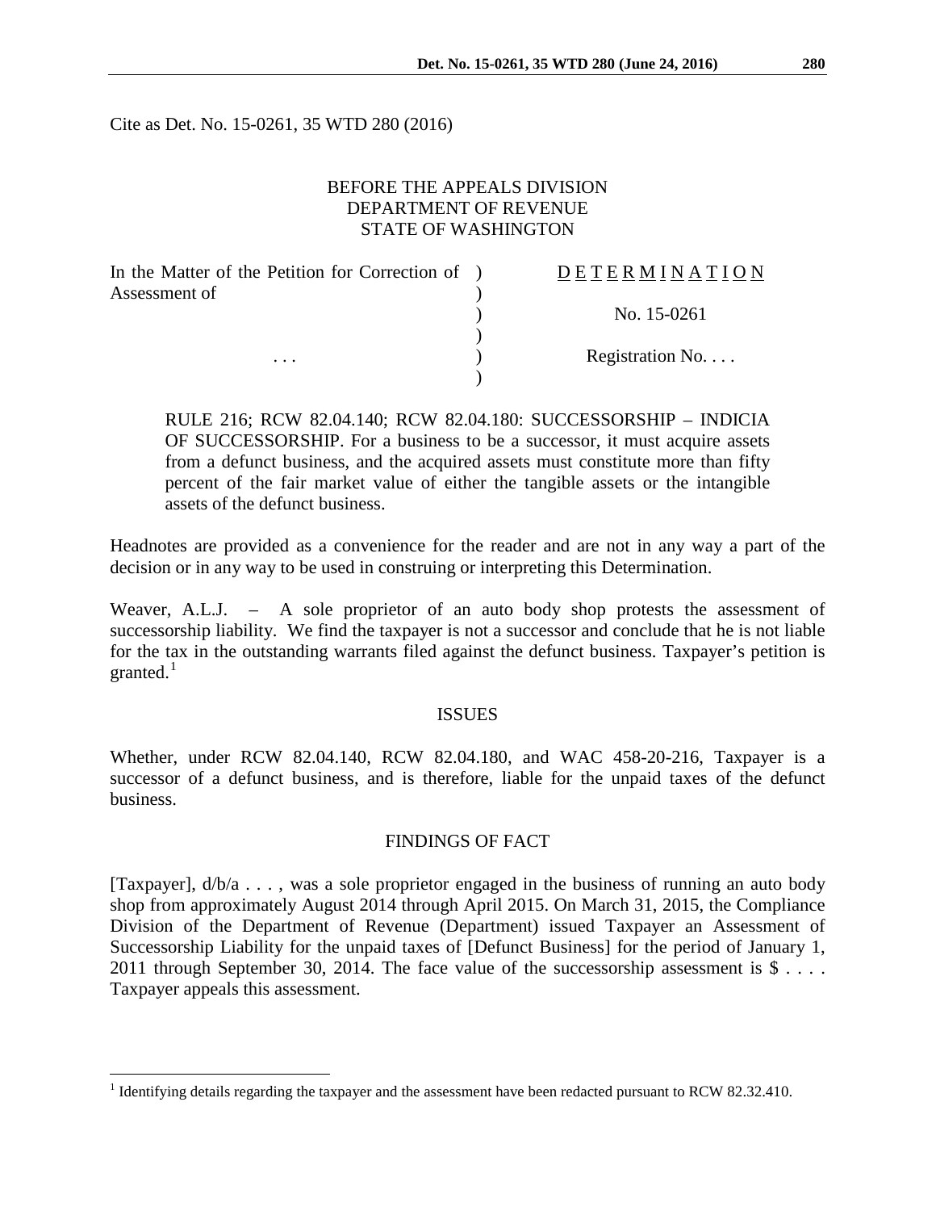Cite as Det. No. 15-0261, 35 WTD 280 (2016)

BEFORE THE APPEALS DIVISION
DEPARTMENT OF REVENUE
STATE OF WASHINGTON

| In the Matter of the Petition for Correction of Assessment of | ) | DETERMINATION |
|---|---|---|
| | ) | No. 15-0261 |
| . . . | ) | Registration No. . . . |

RULE 216; RCW 82.04.140; RCW 82.04.180: SUCCESSORSHIP – INDICIA OF SUCCESSORSHIP. For a business to be a successor, it must acquire assets from a defunct business, and the acquired assets must constitute more than fifty percent of the fair market value of either the tangible assets or the intangible assets of the defunct business.

Headnotes are provided as a convenience for the reader and are not in any way a part of the decision or in any way to be used in construing or interpreting this Determination.

Weaver, A.L.J. – A sole proprietor of an auto body shop protests the assessment of successorship liability. We find the taxpayer is not a successor and conclude that he is not liable for the tax in the outstanding warrants filed against the defunct business. Taxpayer's petition is granted.[1]

## ISSUES

Whether, under RCW 82.04.140, RCW 82.04.180, and WAC 458-20-216, Taxpayer is a successor of a defunct business, and is therefore, liable for the unpaid taxes of the defunct business.

## FINDINGS OF FACT

[Taxpayer], d/b/a . . . , was a sole proprietor engaged in the business of running an auto body shop from approximately August 2014 through April 2015. On March 31, 2015, the Compliance Division of the Department of Revenue (Department) issued Taxpayer an Assessment of Successorship Liability for the unpaid taxes of [Defunct Business] for the period of January 1, 2011 through September 30, 2014. The face value of the successorship assessment is $ . . . . Taxpayer appeals this assessment.

[1] Identifying details regarding the taxpayer and the assessment have been redacted pursuant to RCW 82.32.410.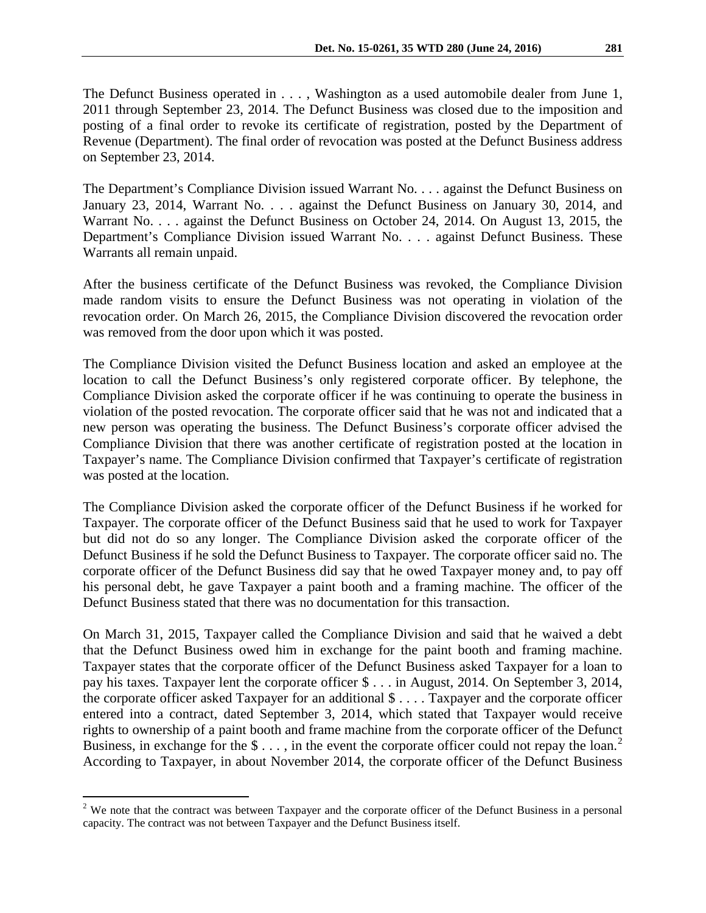The Defunct Business operated in . . . , Washington as a used automobile dealer from June 1, 2011 through September 23, 2014. The Defunct Business was closed due to the imposition and posting of a final order to revoke its certificate of registration, posted by the Department of Revenue (Department). The final order of revocation was posted at the Defunct Business address on September 23, 2014.

The Department's Compliance Division issued Warrant No. . . . against the Defunct Business on January 23, 2014, Warrant No. . . . against the Defunct Business on January 30, 2014, and Warrant No. . . . against the Defunct Business on October 24, 2014. On August 13, 2015, the Department's Compliance Division issued Warrant No. . . . against Defunct Business. These Warrants all remain unpaid.

After the business certificate of the Defunct Business was revoked, the Compliance Division made random visits to ensure the Defunct Business was not operating in violation of the revocation order. On March 26, 2015, the Compliance Division discovered the revocation order was removed from the door upon which it was posted.

The Compliance Division visited the Defunct Business location and asked an employee at the location to call the Defunct Business's only registered corporate officer. By telephone, the Compliance Division asked the corporate officer if he was continuing to operate the business in violation of the posted revocation. The corporate officer said that he was not and indicated that a new person was operating the business. The Defunct Business's corporate officer advised the Compliance Division that there was another certificate of registration posted at the location in Taxpayer's name. The Compliance Division confirmed that Taxpayer's certificate of registration was posted at the location.

The Compliance Division asked the corporate officer of the Defunct Business if he worked for Taxpayer. The corporate officer of the Defunct Business said that he used to work for Taxpayer but did not do so any longer. The Compliance Division asked the corporate officer of the Defunct Business if he sold the Defunct Business to Taxpayer. The corporate officer said no. The corporate officer of the Defunct Business did say that he owed Taxpayer money and, to pay off his personal debt, he gave Taxpayer a paint booth and a framing machine. The officer of the Defunct Business stated that there was no documentation for this transaction.

On March 31, 2015, Taxpayer called the Compliance Division and said that he waived a debt that the Defunct Business owed him in exchange for the paint booth and framing machine. Taxpayer states that the corporate officer of the Defunct Business asked Taxpayer for a loan to pay his taxes. Taxpayer lent the corporate officer $ . . . in August, 2014. On September 3, 2014, the corporate officer asked Taxpayer for an additional $ . . . . Taxpayer and the corporate officer entered into a contract, dated September 3, 2014, which stated that Taxpayer would receive rights to ownership of a paint booth and frame machine from the corporate officer of the Defunct Business, in exchange for the $ . . . , in the event the corporate officer could not repay the loan.[2] According to Taxpayer, in about November 2014, the corporate officer of the Defunct Business

[2] We note that the contract was between Taxpayer and the corporate officer of the Defunct Business in a personal capacity. The contract was not between Taxpayer and the Defunct Business itself.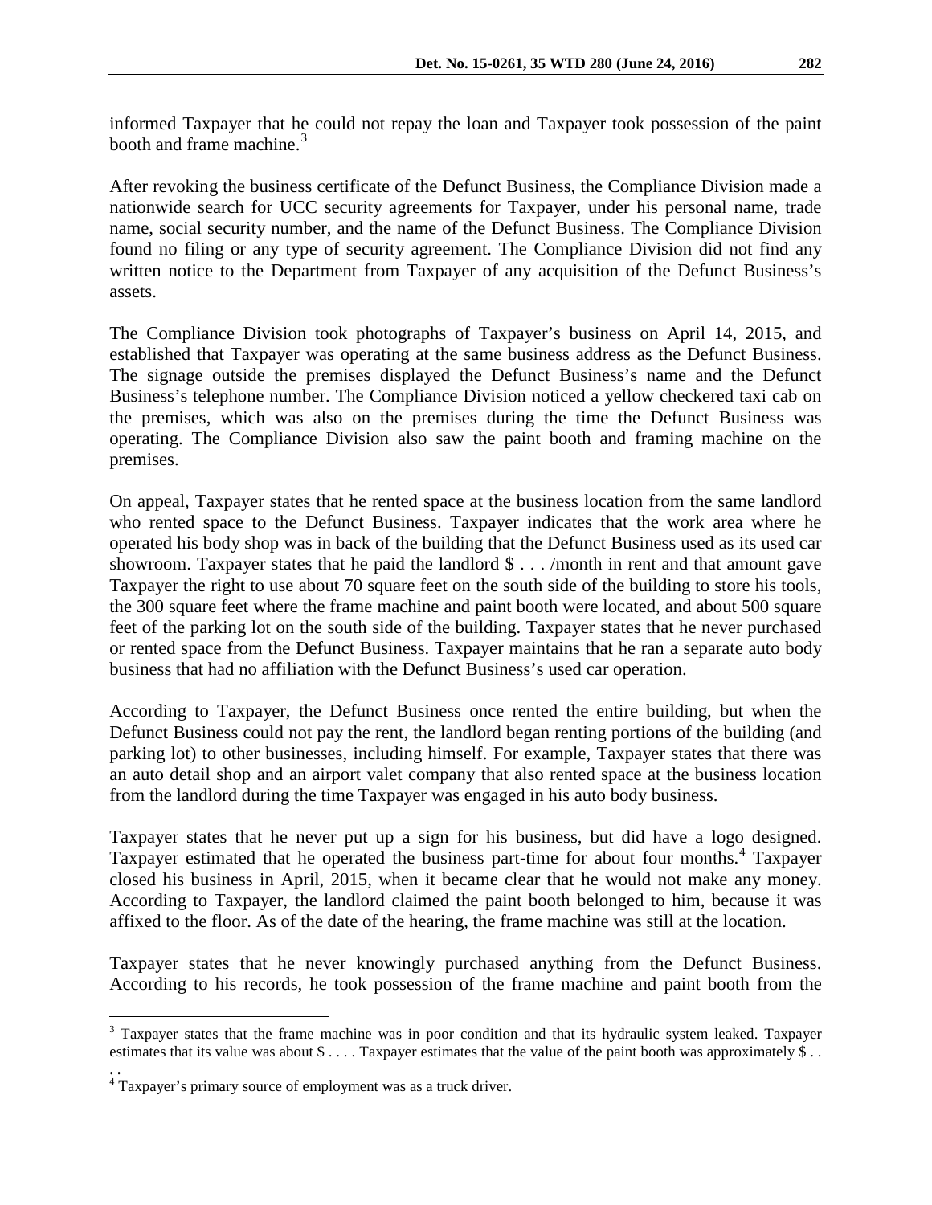informed Taxpayer that he could not repay the loan and Taxpayer took possession of the paint booth and frame machine.[3]

After revoking the business certificate of the Defunct Business, the Compliance Division made a nationwide search for UCC security agreements for Taxpayer, under his personal name, trade name, social security number, and the name of the Defunct Business. The Compliance Division found no filing or any type of security agreement. The Compliance Division did not find any written notice to the Department from Taxpayer of any acquisition of the Defunct Business's assets.

The Compliance Division took photographs of Taxpayer's business on April 14, 2015, and established that Taxpayer was operating at the same business address as the Defunct Business. The signage outside the premises displayed the Defunct Business's name and the Defunct Business's telephone number. The Compliance Division noticed a yellow checkered taxi cab on the premises, which was also on the premises during the time the Defunct Business was operating. The Compliance Division also saw the paint booth and framing machine on the premises.

On appeal, Taxpayer states that he rented space at the business location from the same landlord who rented space to the Defunct Business. Taxpayer indicates that the work area where he operated his body shop was in back of the building that the Defunct Business used as its used car showroom. Taxpayer states that he paid the landlord $ . . . /month in rent and that amount gave Taxpayer the right to use about 70 square feet on the south side of the building to store his tools, the 300 square feet where the frame machine and paint booth were located, and about 500 square feet of the parking lot on the south side of the building. Taxpayer states that he never purchased or rented space from the Defunct Business. Taxpayer maintains that he ran a separate auto body business that had no affiliation with the Defunct Business's used car operation.

According to Taxpayer, the Defunct Business once rented the entire building, but when the Defunct Business could not pay the rent, the landlord began renting portions of the building (and parking lot) to other businesses, including himself. For example, Taxpayer states that there was an auto detail shop and an airport valet company that also rented space at the business location from the landlord during the time Taxpayer was engaged in his auto body business.

Taxpayer states that he never put up a sign for his business, but did have a logo designed. Taxpayer estimated that he operated the business part-time for about four months.[4] Taxpayer closed his business in April, 2015, when it became clear that he would not make any money. According to Taxpayer, the landlord claimed the paint booth belonged to him, because it was affixed to the floor. As of the date of the hearing, the frame machine was still at the location.

Taxpayer states that he never knowingly purchased anything from the Defunct Business. According to his records, he took possession of the frame machine and paint booth from the

---

[3] Taxpayer states that the frame machine was in poor condition and that its hydraulic system leaked. Taxpayer estimates that its value was about $ . . . . Taxpayer estimates that the value of the paint booth was approximately $ . . . .

[4] Taxpayer's primary source of employment was as a truck driver.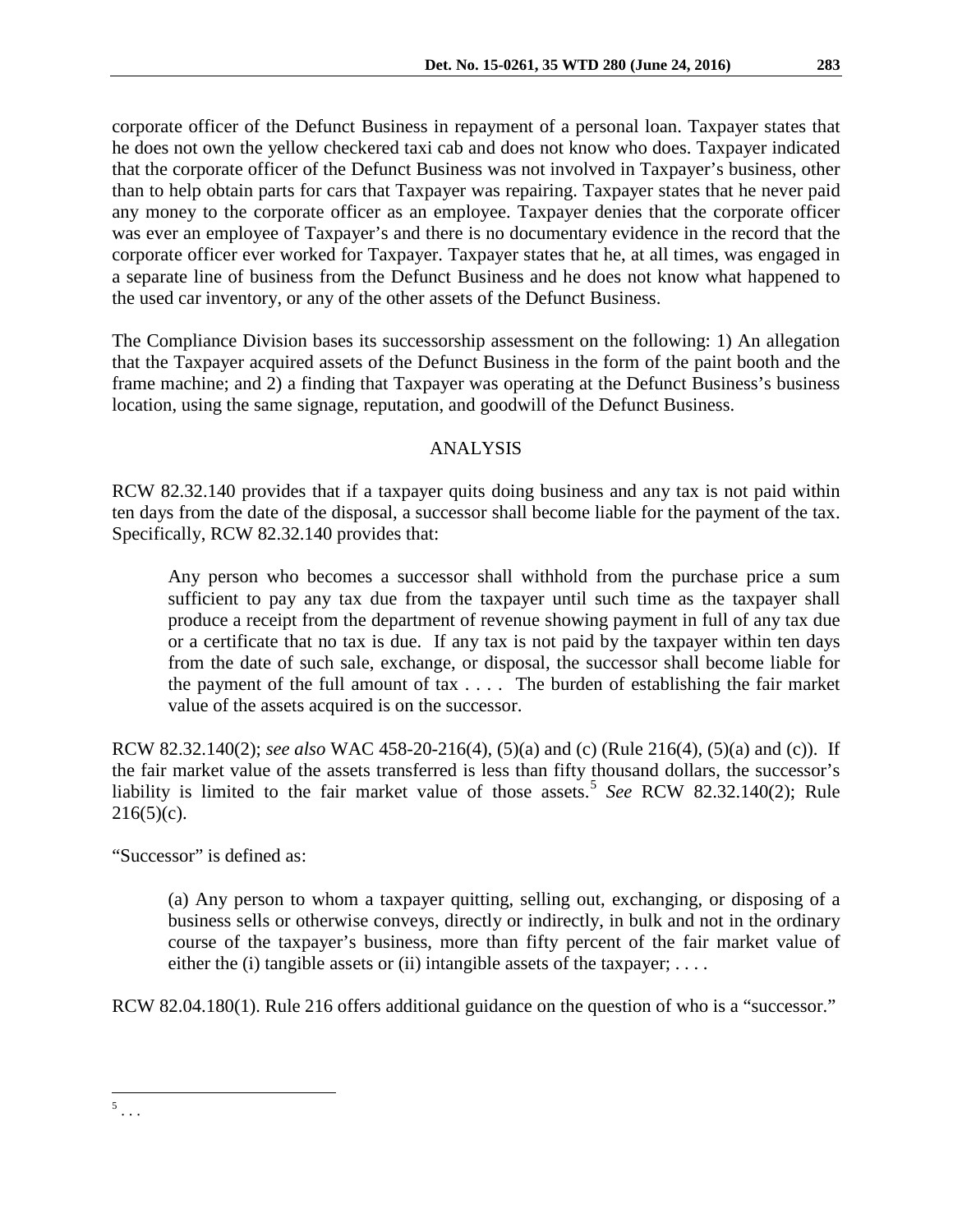corporate officer of the Defunct Business in repayment of a personal loan. Taxpayer states that he does not own the yellow checkered taxi cab and does not know who does. Taxpayer indicated that the corporate officer of the Defunct Business was not involved in Taxpayer's business, other than to help obtain parts for cars that Taxpayer was repairing. Taxpayer states that he never paid any money to the corporate officer as an employee. Taxpayer denies that the corporate officer was ever an employee of Taxpayer's and there is no documentary evidence in the record that the corporate officer ever worked for Taxpayer. Taxpayer states that he, at all times, was engaged in a separate line of business from the Defunct Business and he does not know what happened to the used car inventory, or any of the other assets of the Defunct Business.

The Compliance Division bases its successorship assessment on the following: 1) An allegation that the Taxpayer acquired assets of the Defunct Business in the form of the paint booth and the frame machine; and 2) a finding that Taxpayer was operating at the Defunct Business's business location, using the same signage, reputation, and goodwill of the Defunct Business.

## ANALYSIS

RCW 82.32.140 provides that if a taxpayer quits doing business and any tax is not paid within ten days from the date of the disposal, a successor shall become liable for the payment of the tax. Specifically, RCW 82.32.140 provides that:

> Any person who becomes a successor shall withhold from the purchase price a sum sufficient to pay any tax due from the taxpayer until such time as the taxpayer shall produce a receipt from the department of revenue showing payment in full of any tax due or a certificate that no tax is due. If any tax is not paid by the taxpayer within ten days from the date of such sale, exchange, or disposal, the successor shall become liable for the payment of the full amount of tax . . . . The burden of establishing the fair market value of the assets acquired is on the successor.

RCW 82.32.140(2); *see also* WAC 458-20-216(4), (5)(a) and (c) (Rule 216(4), (5)(a) and (c)). If the fair market value of the assets transferred is less than fifty thousand dollars, the successor's liability is limited to the fair market value of those assets.[5] *See* RCW 82.32.140(2); Rule 216(5)(c).

"Successor" is defined as:

> (a) Any person to whom a taxpayer quitting, selling out, exchanging, or disposing of a business sells or otherwise conveys, directly or indirectly, in bulk and not in the ordinary course of the taxpayer's business, more than fifty percent of the fair market value of either the (i) tangible assets or (ii) intangible assets of the taxpayer; . . . .

RCW 82.04.180(1). Rule 216 offers additional guidance on the question of who is a "successor."

---

[5] . . .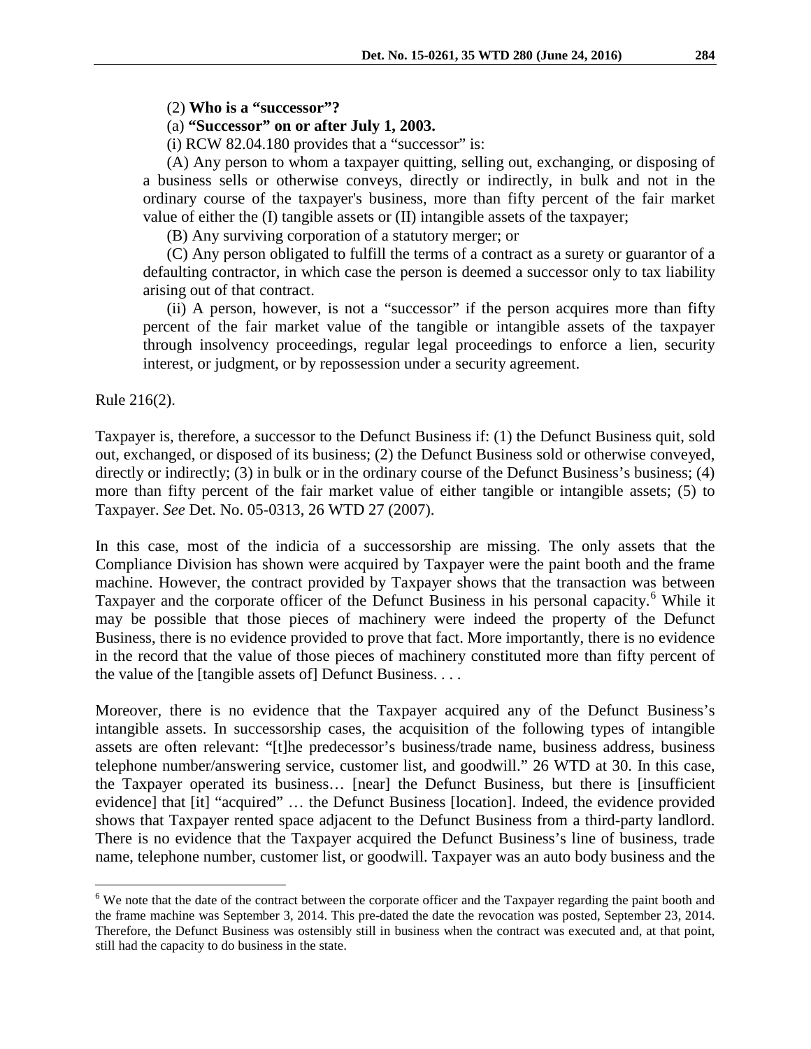(2) **Who is a "successor"?**

(a) **"Successor" on or after July 1, 2003.**

(i) RCW 82.04.180 provides that a "successor" is:

(A) Any person to whom a taxpayer quitting, selling out, exchanging, or disposing of a business sells or otherwise conveys, directly or indirectly, in bulk and not in the ordinary course of the taxpayer's business, more than fifty percent of the fair market value of either the (I) tangible assets or (II) intangible assets of the taxpayer;

(B) Any surviving corporation of a statutory merger; or

(C) Any person obligated to fulfill the terms of a contract as a surety or guarantor of a defaulting contractor, in which case the person is deemed a successor only to tax liability arising out of that contract.

(ii) A person, however, is not a "successor" if the person acquires more than fifty percent of the fair market value of the tangible or intangible assets of the taxpayer through insolvency proceedings, regular legal proceedings to enforce a lien, security interest, or judgment, or by repossession under a security agreement.

Rule 216(2).

Taxpayer is, therefore, a successor to the Defunct Business if: (1) the Defunct Business quit, sold out, exchanged, or disposed of its business; (2) the Defunct Business sold or otherwise conveyed, directly or indirectly; (3) in bulk or in the ordinary course of the Defunct Business's business; (4) more than fifty percent of the fair market value of either tangible or intangible assets; (5) to Taxpayer. *See* Det. No. 05-0313, 26 WTD 27 (2007).

In this case, most of the indicia of a successorship are missing. The only assets that the Compliance Division has shown were acquired by Taxpayer were the paint booth and the frame machine. However, the contract provided by Taxpayer shows that the transaction was between Taxpayer and the corporate officer of the Defunct Business in his personal capacity.[6] While it may be possible that those pieces of machinery were indeed the property of the Defunct Business, there is no evidence provided to prove that fact. More importantly, there is no evidence in the record that the value of those pieces of machinery constituted more than fifty percent of the value of the [tangible assets of] Defunct Business. . . .

Moreover, there is no evidence that the Taxpayer acquired any of the Defunct Business's intangible assets. In successorship cases, the acquisition of the following types of intangible assets are often relevant: "[t]he predecessor's business/trade name, business address, business telephone number/answering service, customer list, and goodwill." 26 WTD at 30. In this case, the Taxpayer operated its business… [near] the Defunct Business, but there is [insufficient evidence] that [it] "acquired" … the Defunct Business [location]. Indeed, the evidence provided shows that Taxpayer rented space adjacent to the Defunct Business from a third-party landlord. There is no evidence that the Taxpayer acquired the Defunct Business's line of business, trade name, telephone number, customer list, or goodwill. Taxpayer was an auto body business and the

---

[6] We note that the date of the contract between the corporate officer and the Taxpayer regarding the paint booth and the frame machine was September 3, 2014. This pre-dated the date the revocation was posted, September 23, 2014. Therefore, the Defunct Business was ostensibly still in business when the contract was executed and, at that point, still had the capacity to do business in the state.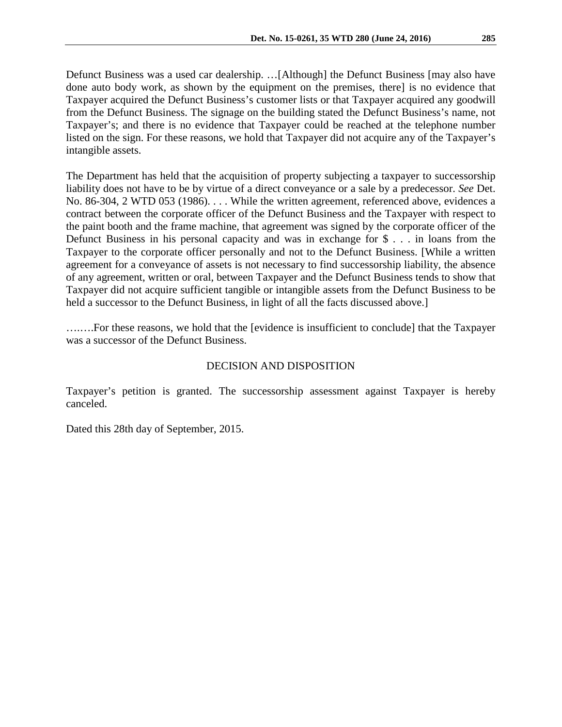Defunct Business was a used car dealership. …[Although] the Defunct Business [may also have done auto body work, as shown by the equipment on the premises, there] is no evidence that Taxpayer acquired the Defunct Business's customer lists or that Taxpayer acquired any goodwill from the Defunct Business. The signage on the building stated the Defunct Business's name, not Taxpayer's; and there is no evidence that Taxpayer could be reached at the telephone number listed on the sign. For these reasons, we hold that Taxpayer did not acquire any of the Taxpayer's intangible assets.

The Department has held that the acquisition of property subjecting a taxpayer to successorship liability does not have to be by virtue of a direct conveyance or a sale by a predecessor. *See* Det. No. 86-304, 2 WTD 053 (1986). . . . While the written agreement, referenced above, evidences a contract between the corporate officer of the Defunct Business and the Taxpayer with respect to the paint booth and the frame machine, that agreement was signed by the corporate officer of the Defunct Business in his personal capacity and was in exchange for $ . . . in loans from the Taxpayer to the corporate officer personally and not to the Defunct Business. [While a written agreement for a conveyance of assets is not necessary to find successorship liability, the absence of any agreement, written or oral, between Taxpayer and the Defunct Business tends to show that Taxpayer did not acquire sufficient tangible or intangible assets from the Defunct Business to be held a successor to the Defunct Business, in light of all the facts discussed above.]

…..…For these reasons, we hold that the [evidence is insufficient to conclude] that the Taxpayer was a successor of the Defunct Business.

## DECISION AND DISPOSITION

Taxpayer's petition is granted. The successorship assessment against Taxpayer is hereby canceled.

Dated this 28th day of September, 2015.